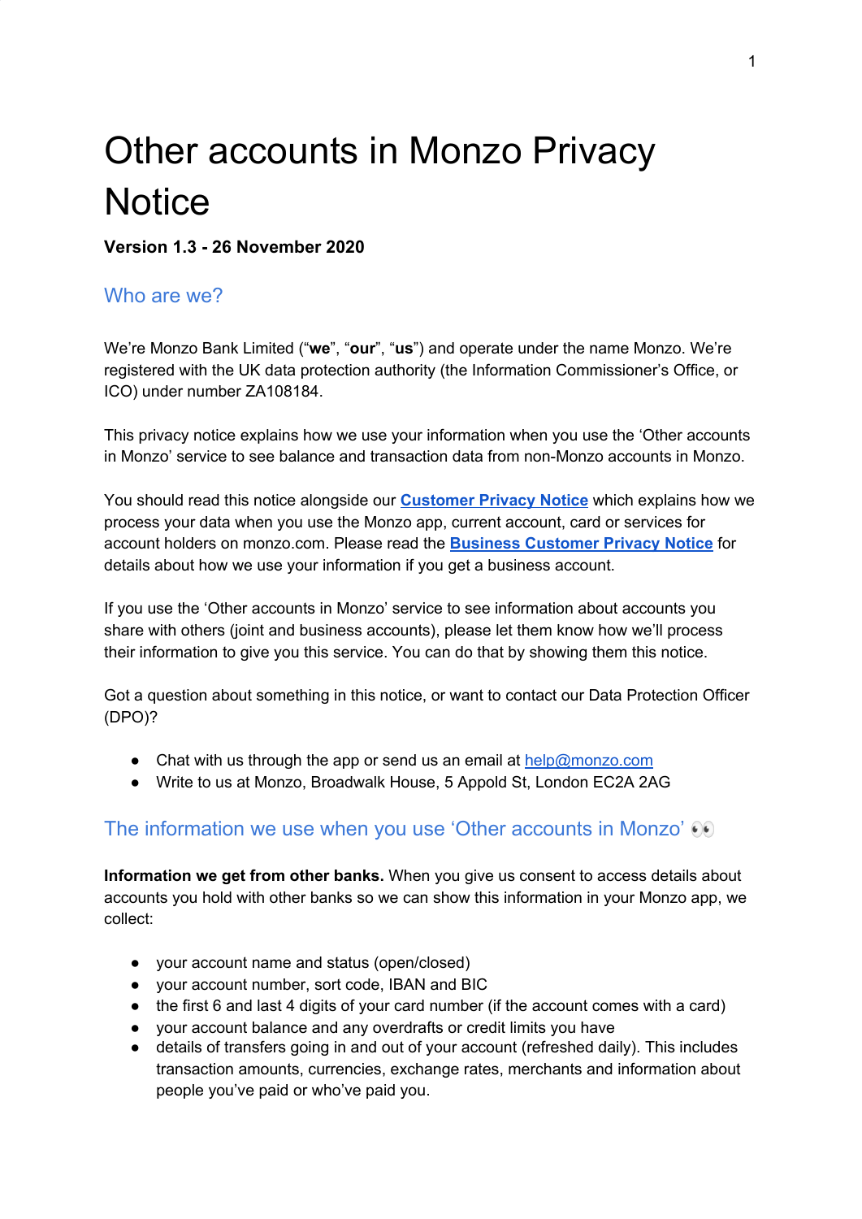# Other accounts in Monzo Privacy Notice

**Version 1.3 - 26 November 2020**

## Who are we?

We're Monzo Bank Limited ("**we**", "**our**", "**us**") and operate under the name Monzo. We're registered with the UK data protection authority (the Information Commissioner's Office, or ICO) under number ZA108184.

This privacy notice explains how we use your information when you use the 'Other accounts in Monzo' service to see balance and transaction data from non-Monzo accounts in Monzo.

You should read this notice alongside our **Customer Privacy Notice** which explains how we process your data when you use the Monzo app, current account, card or services for account holders on monzo.com. Please read the **Business Customer Privacy Notice** for details about how we use your information if you get a business account.

If you use the 'Other accounts in Monzo' service to see information about accounts you share with others (joint and business accounts), please let them know how we'll process their information to give you this service. You can do that by showing them this notice.

Got a question about something in this notice, or want to contact our Data Protection Officer (DPO)?

- Chat with us through the app or send us an email at help@monzo.com
- Write to us at Monzo, Broadwalk House, 5 Appold St, London EC2A 2AG

## The information we use when you use 'Other accounts in Monzo' 👀

**Information we get from other banks.** When you give us consent to access details about accounts you hold with other banks so we can show this information in your Monzo app, we collect:

- your account name and status (open/closed)
- your account number, sort code, IBAN and BIC
- the first 6 and last 4 digits of your card number (if the account comes with a card)
- your account balance and any overdrafts or credit limits you have
- details of transfers going in and out of your account (refreshed daily). This includes transaction amounts, currencies, exchange rates, merchants and information about people you've paid or who've paid you.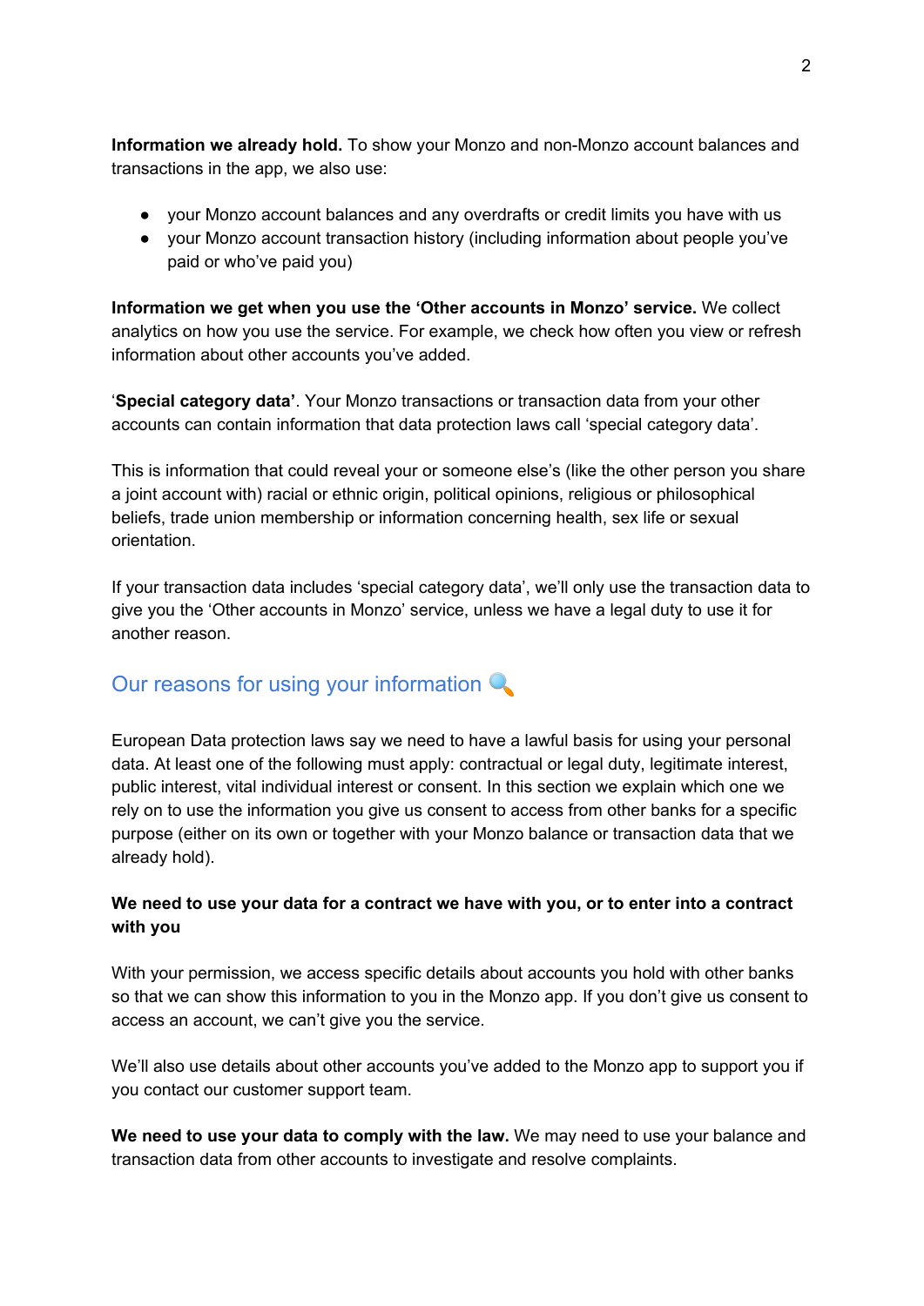**Information we already hold.** To show your Monzo and non-Monzo account balances and transactions in the app, we also use:

- your Monzo account balances and any overdrafts or credit limits you have with us
- your Monzo account transaction history (including information about people you've paid or who've paid you)

**Information we get when you use the 'Other accounts in Monzo' service.** We collect analytics on how you use the service. For example, we check how often you view or refresh information about other accounts you've added.

'**Special category data**'. Your Monzo transactions or transaction data from your other accounts can contain information that data protection laws call 'special category data'.

This is information that could reveal your or someone else's (like the other person you share a joint account with) racial or ethnic origin, political opinions, religious or philosophical beliefs, trade union membership or information concerning health, sex life or sexual orientation.

If your transaction data includes 'special category data', we'll only use the transaction data to give you the 'Other accounts in Monzo' service, unless we have a legal duty to use it for another reason.

## Our reasons for using your information 🔍

European Data protection laws say we need to have a lawful basis for using your personal data. At least one of the following must apply: contractual or legal duty, legitimate interest, public interest, vital individual interest or consent. In this section we explain which one we rely on to use the information you give us consent to access from other banks for a specific purpose (either on its own or together with your Monzo balance or transaction data that we already hold).

**We need to use your data for a contract we have with you, or to enter into a contract with you**

With your permission, we access specific details about accounts you hold with other banks so that we can show this information to you in the Monzo app. If you don't give us consent to access an account, we can't give you the service.

We'll also use details about other accounts you've added to the Monzo app to support you if you contact our customer support team.

**We need to use your data to comply with the law.** We may need to use your balance and transaction data from other accounts to investigate and resolve complaints.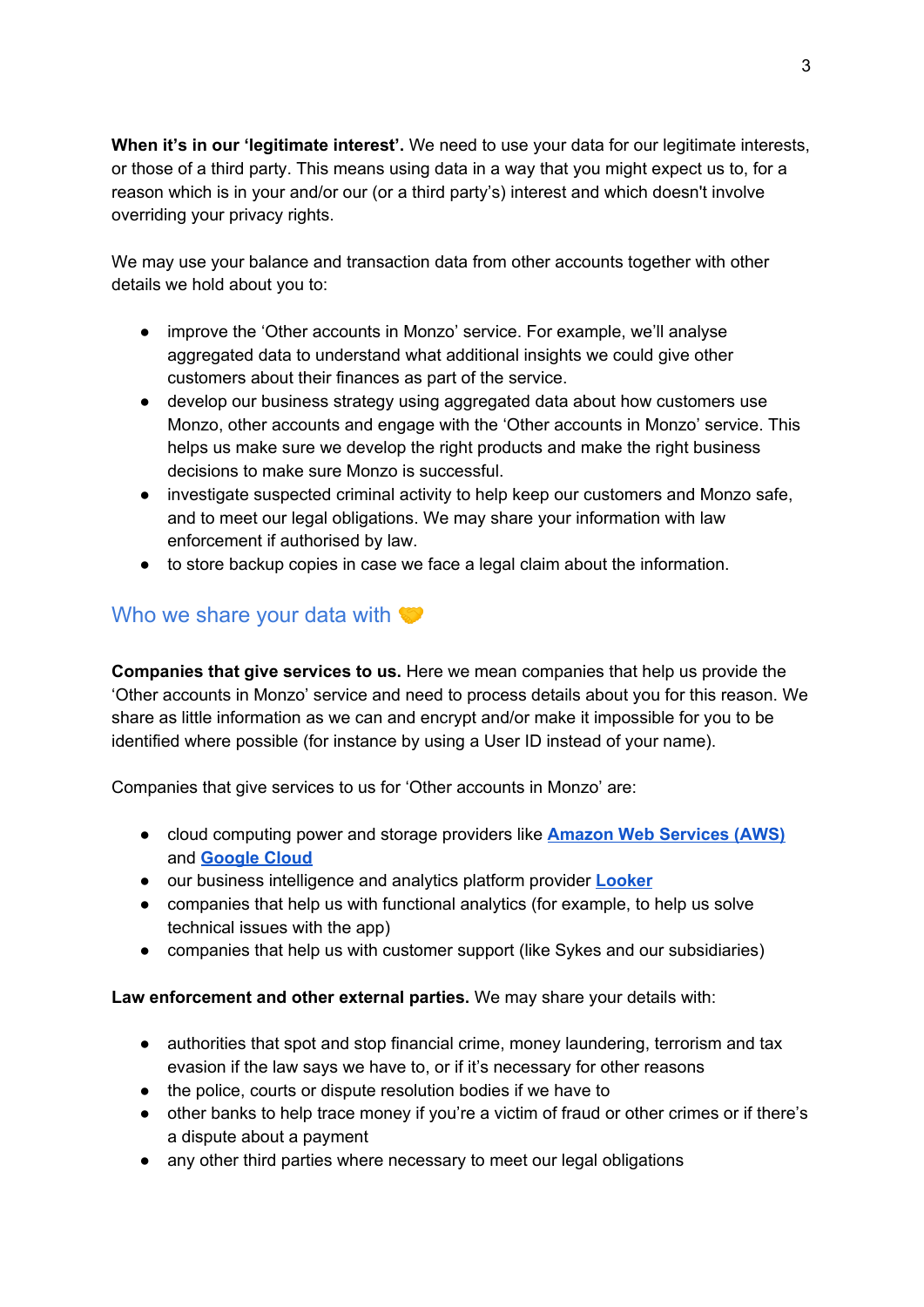**When it's in our 'legitimate interest'.** We need to use your data for our legitimate interests, or those of a third party. This means using data in a way that you might expect us to, for a reason which is in your and/or our (or a third party's) interest and which doesn't involve overriding your privacy rights.

We may use your balance and transaction data from other accounts together with other details we hold about you to:

- improve the 'Other accounts in Monzo' service. For example, we'll analyse aggregated data to understand what additional insights we could give other customers about their finances as part of the service.
- develop our business strategy using aggregated data about how customers use Monzo, other accounts and engage with the 'Other accounts in Monzo' service. This helps us make sure we develop the right products and make the right business decisions to make sure Monzo is successful.
- investigate suspected criminal activity to help keep our customers and Monzo safe, and to meet our legal obligations. We may share your information with law enforcement if authorised by law.
- to store backup copies in case we face a legal claim about the information.

## Who we share your data with 🤝

**Companies that give services to us.** Here we mean companies that help us provide the 'Other accounts in Monzo' service and need to process details about you for this reason. We share as little information as we can and encrypt and/or make it impossible for you to be identified where possible (for instance by using a User ID instead of your name).

Companies that give services to us for 'Other accounts in Monzo' are:

- cloud computing power and storage providers like **Amazon Web Services (AWS)** and **Google Cloud**
- our business intelligence and analytics platform provider **Looker**
- companies that help us with functional analytics (for example, to help us solve technical issues with the app)
- companies that help us with customer support (like Sykes and our subsidiaries)

**Law enforcement and other external parties.** We may share your details with:

- authorities that spot and stop financial crime, money laundering, terrorism and tax evasion if the law says we have to, or if it's necessary for other reasons
- the police, courts or dispute resolution bodies if we have to
- other banks to help trace money if you're a victim of fraud or other crimes or if there's a dispute about a payment
- any other third parties where necessary to meet our legal obligations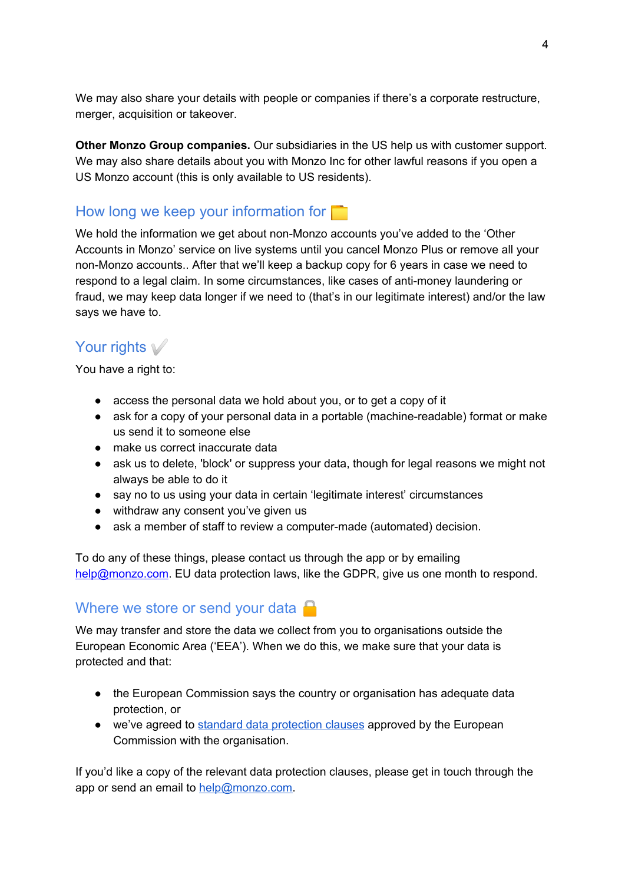We may also share your details with people or companies if there's a corporate restructure, merger, acquisition or takeover.

**Other Monzo Group companies.** Our subsidiaries in the US help us with customer support. We may also share details about you with Monzo Inc for other lawful reasons if you open a US Monzo account (this is only available to US residents).

## How long we keep your information for 📁

We hold the information we get about non-Monzo accounts you've added to the 'Other Accounts in Monzo' service on live systems until you cancel Monzo Plus or remove all your non-Monzo accounts.. After that we'll keep a backup copy for 6 years in case we need to respond to a legal claim. In some circumstances, like cases of anti-money laundering or fraud, we may keep data longer if we need to (that's in our legitimate interest) and/or the law says we have to.

## Your rights ✔️

You have a right to:

- access the personal data we hold about you, or to get a copy of it
- ask for a copy of your personal data in a portable (machine-readable) format or make us send it to someone else
- make us correct inaccurate data
- ask us to delete, 'block' or suppress your data, though for legal reasons we might not always be able to do it
- say no to us using your data in certain 'legitimate interest' circumstances
- withdraw any consent you've given us
- ask a member of staff to review a computer-made (automated) decision.

To do any of these things, please contact us through the app or by emailing help@monzo.com. EU data protection laws, like the GDPR, give us one month to respond.

## Where we store or send your data 🔒

We may transfer and store the data we collect from you to organisations outside the European Economic Area ('EEA'). When we do this, we make sure that your data is protected and that:

- the European Commission says the country or organisation has adequate data protection, or
- we've agreed to standard data protection clauses approved by the European Commission with the organisation.

If you'd like a copy of the relevant data protection clauses, please get in touch through the app or send an email to help@monzo.com.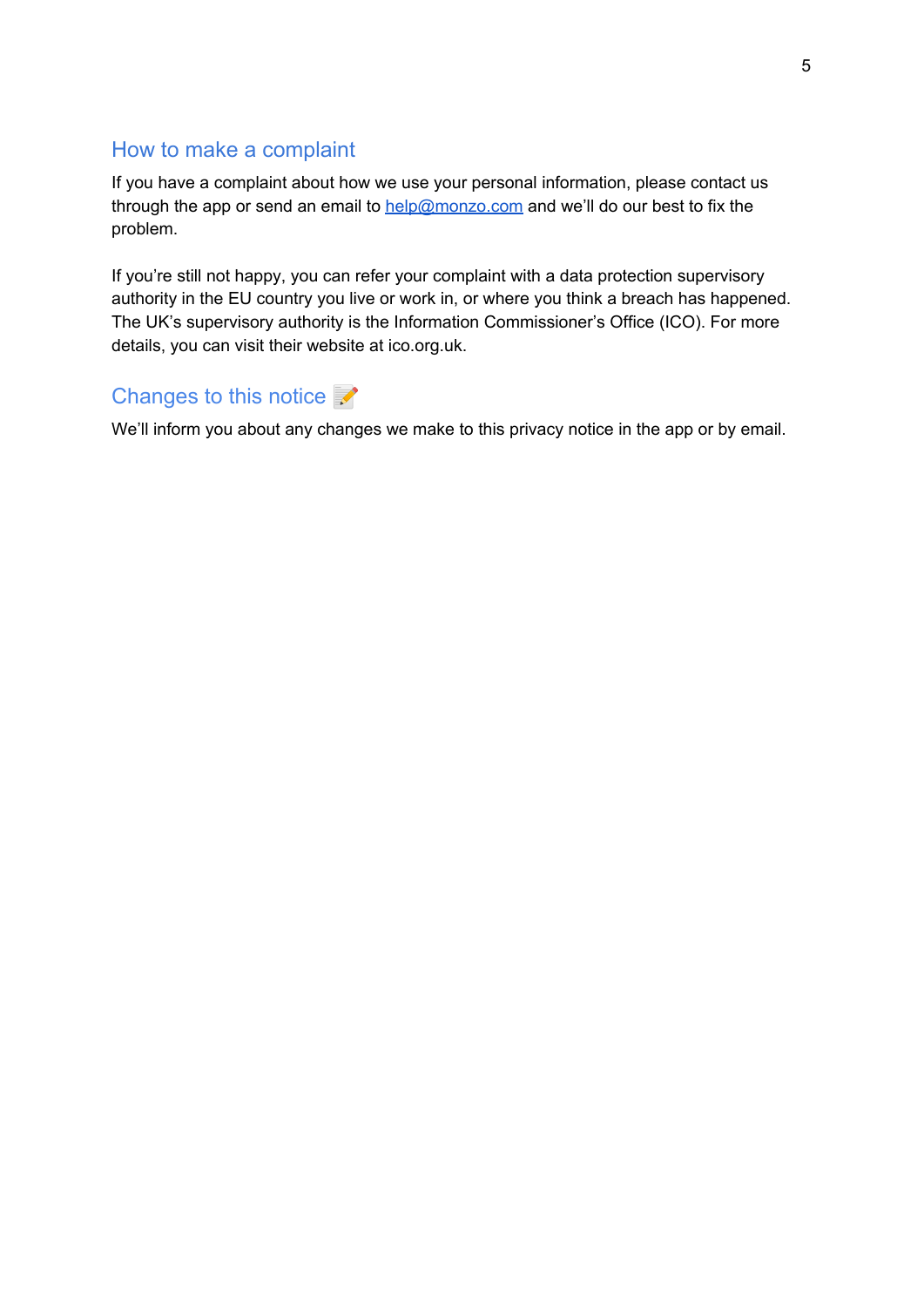## How to make a complaint

If you have a complaint about how we use your personal information, please contact us through the app or send an email to [help@monzo.com](mailto:help@monzo.com) and we'll do our best to fix the problem.

If you're still not happy, you can refer your complaint with a data protection supervisory authority in the EU country you live or work in, or where you think a breach has happened. The UK's supervisory authority is the Information Commissioner's Office (ICO). For more details, you can visit their website at ico.org.uk.

## Changes to this notice 📝

We'll inform you about any changes we make to this privacy notice in the app or by email.